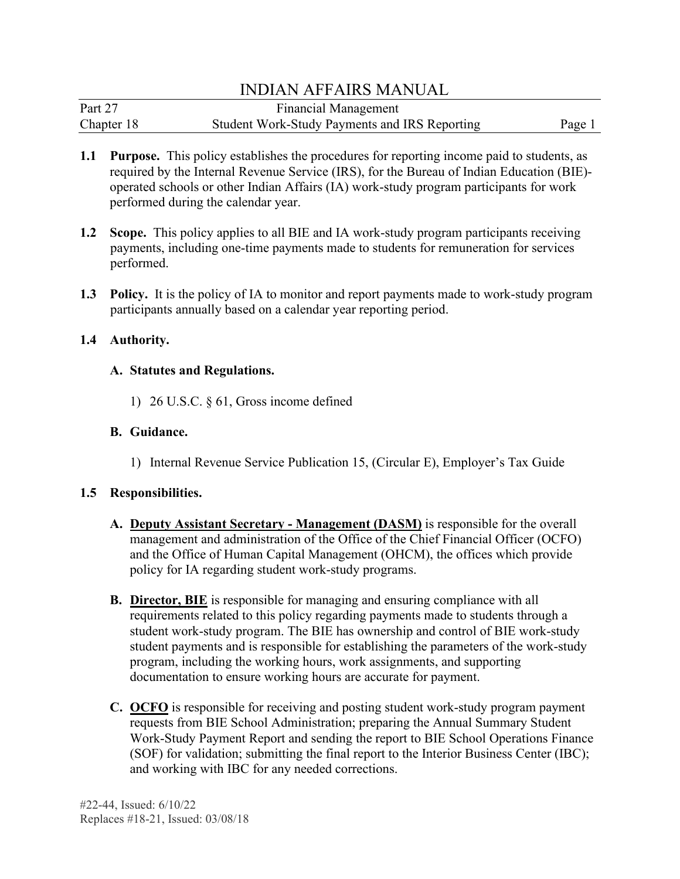# INDIAN AFFAIRS MANUAL

Part 27 — Financial Management

Chapter 18 — Student Work-Study Payments and IRS Reporting

**1.1 Purpose.** This policy establishes the procedures for reporting income paid to students, as required by the Internal Revenue Service (IRS), for the Bureau of Indian Education (BIE)-operated schools or other Indian Affairs (IA) work-study program participants for work performed during the calendar year.

**1.2 Scope.** This policy applies to all BIE and IA work-study program participants receiving payments, including one-time payments made to students for remuneration for services performed.

**1.3 Policy.** It is the policy of IA to monitor and report payments made to work-study program participants annually based on a calendar year reporting period.

**1.4 Authority.**

**A. Statutes and Regulations.**

1) 26 U.S.C. § 61, Gross income defined

**B. Guidance.**

1) Internal Revenue Service Publication 15, (Circular E), Employer's Tax Guide

**1.5 Responsibilities.**

**A. <u>Deputy Assistant Secretary - Management (DASM)</u>** is responsible for the overall management and administration of the Office of the Chief Financial Officer (OCFO) and the Office of Human Capital Management (OHCM), the offices which provide policy for IA regarding student work-study programs.

**B. <u>Director, BIE</u>** is responsible for managing and ensuring compliance with all requirements related to this policy regarding payments made to students through a student work-study program. The BIE has ownership and control of BIE work-study student payments and is responsible for establishing the parameters of the work-study program, including the working hours, work assignments, and supporting documentation to ensure working hours are accurate for payment.

**C. <u>OCFO</u>** is responsible for receiving and posting student work-study program payment requests from BIE School Administration; preparing the Annual Summary Student Work-Study Payment Report and sending the report to BIE School Operations Finance (SOF) for validation; submitting the final report to the Interior Business Center (IBC); and working with IBC for any needed corrections.

#22-44, Issued: 6/10/22
Replaces #18-21, Issued: 03/08/18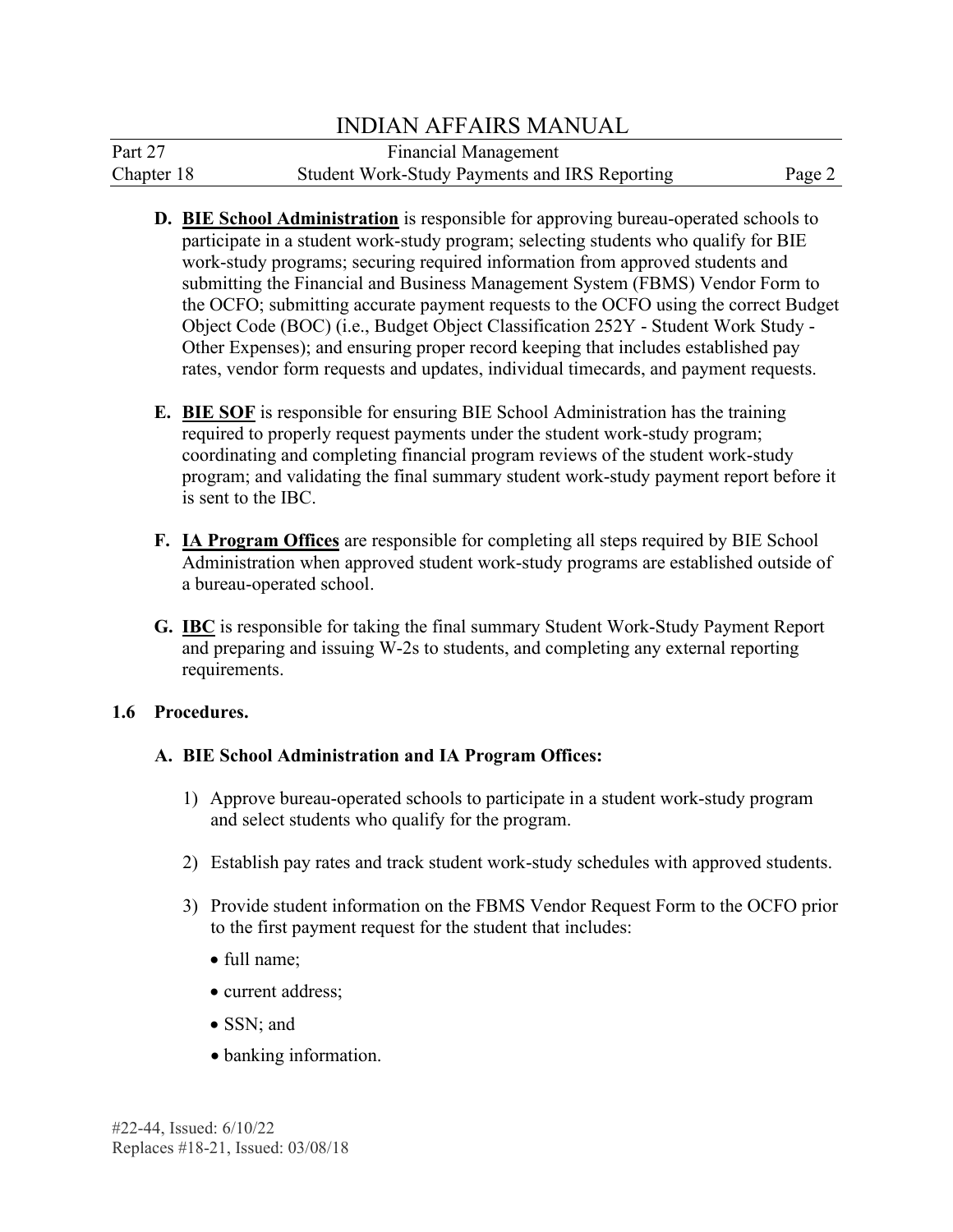**D. BIE School Administration** is responsible for approving bureau-operated schools to participate in a student work-study program; selecting students who qualify for BIE work-study programs; securing required information from approved students and submitting the Financial and Business Management System (FBMS) Vendor Form to the OCFO; submitting accurate payment requests to the OCFO using the correct Budget Object Code (BOC) (i.e., Budget Object Classification 252Y - Student Work Study - Other Expenses); and ensuring proper record keeping that includes established pay rates, vendor form requests and updates, individual timecards, and payment requests.

**E. BIE SOF** is responsible for ensuring BIE School Administration has the training required to properly request payments under the student work-study program; coordinating and completing financial program reviews of the student work-study program; and validating the final summary student work-study payment report before it is sent to the IBC.

**F. IA Program Offices** are responsible for completing all steps required by BIE School Administration when approved student work-study programs are established outside of a bureau-operated school.

**G. IBC** is responsible for taking the final summary Student Work-Study Payment Report and preparing and issuing W-2s to students, and completing any external reporting requirements.

## 1.6 Procedures.

### A. BIE School Administration and IA Program Offices:

1) Approve bureau-operated schools to participate in a student work-study program and select students who qualify for the program.

2) Establish pay rates and track student work-study schedules with approved students.

3) Provide student information on the FBMS Vendor Request Form to the OCFO prior to the first payment request for the student that includes:

   - full name;
   - current address;
   - SSN; and
   - banking information.

#22-44, Issued: 6/10/22
Replaces #18-21, Issued: 03/08/18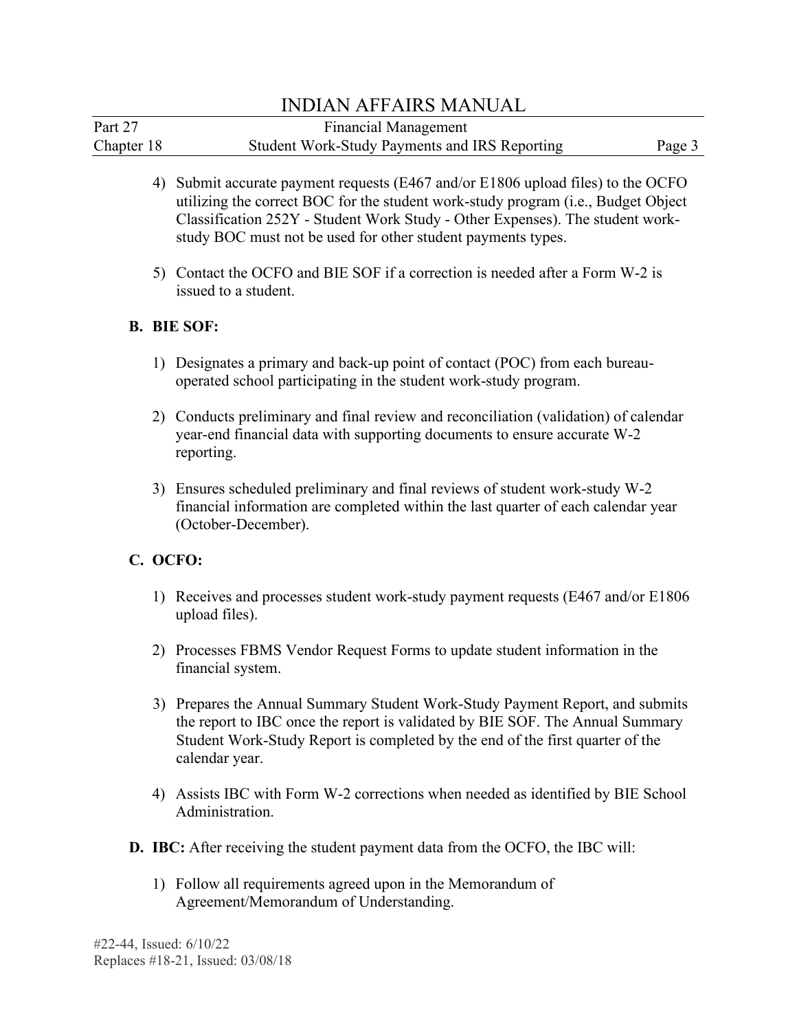4) Submit accurate payment requests (E467 and/or E1806 upload files) to the OCFO utilizing the correct BOC for the student work-study program (i.e., Budget Object Classification 252Y - Student Work Study - Other Expenses). The student work-study BOC must not be used for other student payments types.

5) Contact the OCFO and BIE SOF if a correction is needed after a Form W-2 is issued to a student.

**B. BIE SOF:**

1) Designates a primary and back-up point of contact (POC) from each bureau-operated school participating in the student work-study program.

2) Conducts preliminary and final review and reconciliation (validation) of calendar year-end financial data with supporting documents to ensure accurate W-2 reporting.

3) Ensures scheduled preliminary and final reviews of student work-study W-2 financial information are completed within the last quarter of each calendar year (October-December).

**C. OCFO:**

1) Receives and processes student work-study payment requests (E467 and/or E1806 upload files).

2) Processes FBMS Vendor Request Forms to update student information in the financial system.

3) Prepares the Annual Summary Student Work-Study Payment Report, and submits the report to IBC once the report is validated by BIE SOF. The Annual Summary Student Work-Study Report is completed by the end of the first quarter of the calendar year.

4) Assists IBC with Form W-2 corrections when needed as identified by BIE School Administration.

**D. IBC:** After receiving the student payment data from the OCFO, the IBC will:

1) Follow all requirements agreed upon in the Memorandum of Agreement/Memorandum of Understanding.

#22-44, Issued: 6/10/22
Replaces #18-21, Issued: 03/08/18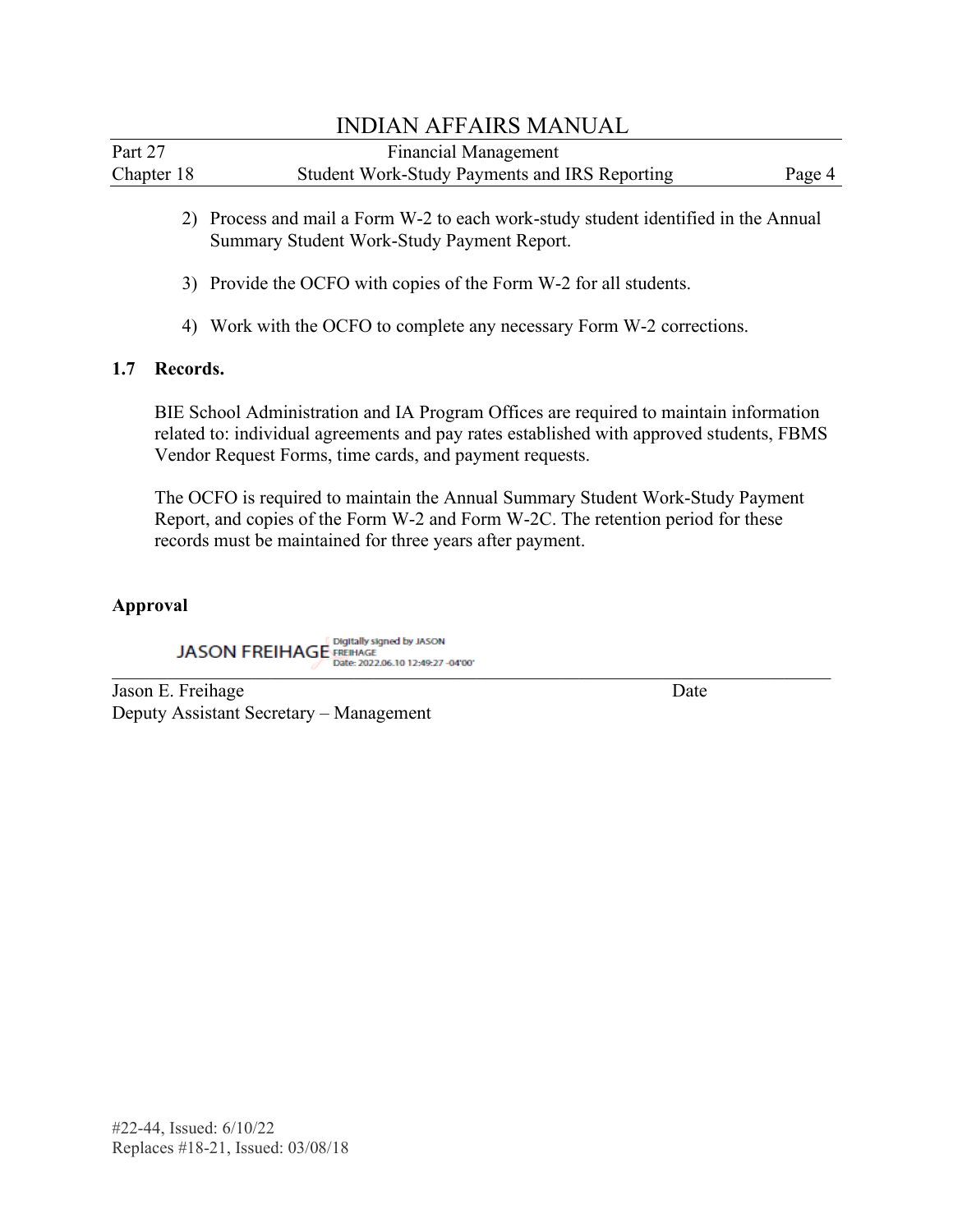2) Process and mail a Form W-2 to each work-study student identified in the Annual Summary Student Work-Study Payment Report.

3) Provide the OCFO with copies of the Form W-2 for all students.

4) Work with the OCFO to complete any necessary Form W-2 corrections.

## 1.7 Records.

BIE School Administration and IA Program Offices are required to maintain information related to: individual agreements and pay rates established with approved students, FBMS Vendor Request Forms, time cards, and payment requests.

The OCFO is required to maintain the Annual Summary Student Work-Study Payment Report, and copies of the Form W-2 and Form W-2C. The retention period for these records must be maintained for three years after payment.

## Approval

JASON FREIHAGE Digitally signed by JASON FREIHAGE Date: 2022.06.10 12:49:27 -04'00'

Jason E. Freihage Date
Deputy Assistant Secretary – Management

#22-44, Issued: 6/10/22
Replaces #18-21, Issued: 03/08/18